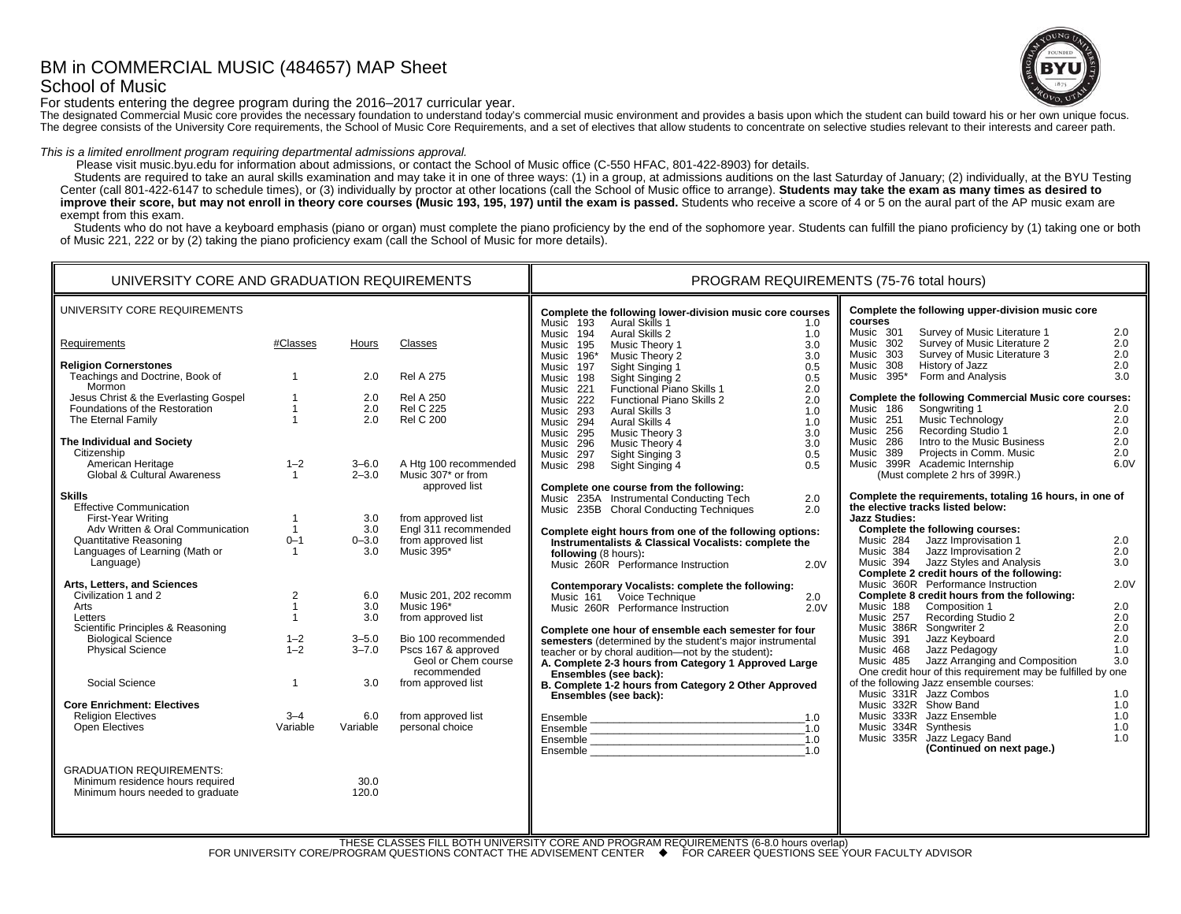# BM in COMMERCIAL MUSIC (484657) MAP Sheet

## School of Music

For students entering the degree program during the 2016–2017 curricular year.

The designated Commercial Music core provides the necessary foundation to understand today's commercial music environment and provides a basis upon which the student can build toward his or her own unique focus. The degree consists of the University Core requirements, the School of Music Core Requirements, and a set of electives that allow students to concentrate on selective studies relevant to their interests and career path.

*This is a limited enrollment program requiring departmental admissions approval.*

Please visit music.byu.edu for information about admissions, or contact the School of Music office (C-550 HFAC, 801-422-8903) for details.

Students are required to take an aural skills examination and may take it in one of three ways: (1) in a group, at admissions auditions on the last Saturday of January; (2) individually, at the BYU Testing Center (call 801-422-6147 to schedule times), or (3) individually by proctor at other locations (call the School of Music office to arrange). **Students may take the exam as many times as desired to improve their score, but may not enroll in theory core courses (Music 193, 195, 197) until the exam is passed.** Students who receive a score of 4 or 5 on the aural part of the AP music exam are exempt from this exam.

Students who do not have a keyboard emphasis (piano or organ) must complete the piano proficiency by the end of the sophomore year. Students can fulfill the piano proficiency by (1) taking one or both of Music 221, 222 or by (2) taking the piano proficiency exam (call the School of Music for more details).

## UNIVERSITY CORE AND GRADUATION REQUIREMENTS

UNIVERSITY CORE REQUIREMENTS

| Requirements | #Classes | Hours | Classes |
|---|---|---|---|
| **Religion Cornerstones** | | | |
| Teachings and Doctrine, Book of Mormon | 1 | 2.0 | Rel A 275 |
| Jesus Christ & the Everlasting Gospel | 1 | 2.0 | Rel A 250 |
| Foundations of the Restoration | 1 | 2.0 | Rel C 225 |
| The Eternal Family | 1 | 2.0 | Rel C 200 |
| **The Individual and Society** | | | |
| Citizenship | | | |
| American Heritage | 1–2 | 3–6.0 | A Htg 100 recommended |
| Global & Cultural Awareness | 1 | 2–3.0 | Music 307* or from approved list |
| **Skills** | | | |
| Effective Communication | | | |
| First-Year Writing | 1 | 3.0 | from approved list |
| Adv Written & Oral Communication | 1 | 3.0 | Engl 311 recommended |
| Quantitative Reasoning | 0–1 | 0–3.0 | from approved list |
| Languages of Learning (Math or Language) | 1 | 3.0 | Music 395* |
| **Arts, Letters, and Sciences** | | | |
| Civilization 1 and 2 | 2 | 6.0 | Music 201, 202 recomm |
| Arts | 1 | 3.0 | Music 196* |
| Letters | 1 | 3.0 | from approved list |
| Scientific Principles & Reasoning | | | |
| Biological Science | 1–2 | 3–5.0 | Bio 100 recommended |
| Physical Science | 1–2 | 3–7.0 | Pscs 167 & approved Geol or Chem course recommended |
| Social Science | 1 | 3.0 | from approved list |
| **Core Enrichment: Electives** | | | |
| Religion Electives | 3–4 | 6.0 | from approved list |
| Open Electives | Variable | Variable | personal choice |

GRADUATION REQUIREMENTS:

| | |
|---|---|
| Minimum residence hours required | 30.0 |
| Minimum hours needed to graduate | 120.0 |

## PROGRAM REQUIREMENTS (75-76 total hours)

**Complete the following lower-division music core courses**

| Course | Title | Hours |
|---|---|---|
| Music 193 | Aural Skills 1 | 1.0 |
| Music 194 | Aural Skills 2 | 1.0 |
| Music 195 | Music Theory 1 | 3.0 |
| Music 196* | Music Theory 2 | 3.0 |
| Music 197 | Sight Singing 1 | 0.5 |
| Music 198 | Sight Singing 2 | 0.5 |
| Music 221 | Functional Piano Skills 1 | 2.0 |
| Music 222 | Functional Piano Skills 2 | 2.0 |
| Music 293 | Aural Skills 3 | 1.0 |
| Music 294 | Aural Skills 4 | 1.0 |
| Music 295 | Music Theory 3 | 3.0 |
| Music 296 | Music Theory 4 | 3.0 |
| Music 297 | Sight Singing 3 | 0.5 |
| Music 298 | Sight Singing 4 | 0.5 |

**Complete one course from the following:**

| Course | Title | Hours |
|---|---|---|
| Music 235A | Instrumental Conducting Tech | 2.0 |
| Music 235B | Choral Conducting Techniques | 2.0 |

**Complete eight hours from one of the following options:**

**Instrumentalists & Classical Vocalists: complete the following** (8 hours)**:**

| Course | Title | Hours |
|---|---|---|
| Music 260R | Performance Instruction | 2.0V |

**Contemporary Vocalists: complete the following:**

| Course | Title | Hours |
|---|---|---|
| Music 161 | Voice Technique | 2.0 |
| Music 260R | Performance Instruction | 2.0V |

**Complete one hour of ensemble each semester for four semesters** (determined by the student's major instrumental teacher or by choral audition—not by the student)**:**

**A. Complete 2-3 hours from Category 1 Approved Large Ensembles (see back):**

**B. Complete 1-2 hours from Category 2 Other Approved Ensembles (see back):**

Ensemble ____________________ 1.0
Ensemble ____________________ 1.0
Ensemble ____________________ 1.0
Ensemble ____________________ 1.0

**Complete the following upper-division music core courses**

| Course | Title | Hours |
|---|---|---|
| Music 301 | Survey of Music Literature 1 | 2.0 |
| Music 302 | Survey of Music Literature 2 | 2.0 |
| Music 303 | Survey of Music Literature 3 | 2.0 |
| Music 308 | History of Jazz | 2.0 |
| Music 395* | Form and Analysis | 3.0 |

**Complete the following Commercial Music core courses:**

| Course | Title | Hours |
|---|---|---|
| Music 186 | Songwriting 1 | 2.0 |
| Music 251 | Music Technology | 2.0 |
| Music 256 | Recording Studio 1 | 2.0 |
| Music 286 | Intro to the Music Business | 2.0 |
| Music 389 | Projects in Comm. Music | 2.0 |
| Music 399R | Academic Internship (Must complete 2 hrs of 399R.) | 6.0V |

**Complete the requirements, totaling 16 hours, in one of the elective tracks listed below:**

**Jazz Studies:**

**Complete the following courses:**

| Course | Title | Hours |
|---|---|---|
| Music 284 | Jazz Improvisation 1 | 2.0 |
| Music 384 | Jazz Improvisation 2 | 2.0 |
| Music 394 | Jazz Styles and Analysis | 3.0 |

**Complete 2 credit hours of the following:**

| Course | Title | Hours |
|---|---|---|
| Music 360R | Performance Instruction | 2.0V |

**Complete 1-2 hours from the following:**

| Course | Title | Hours |
|---|---|---|
| Music 188 | Composition 1 | 2.0 |
| Music 257 | Recording Studio 2 | 2.0 |
| Music 386R | Songwriter 2 | 2.0 |
| Music 391 | Jazz Keyboard | 2.0 |
| Music 468 | Jazz Pedagogy | 1.0 |
| Music 485 | Jazz Arranging and Composition | 3.0 |

One credit hour of this requirement may be fulfilled by one of the following Jazz ensemble courses:

| Course | Title | Hours |
|---|---|---|
| Music 331R | Jazz Combos | 1.0 |
| Music 332R | Show Band | 1.0 |
| Music 333R | Jazz Ensemble | 1.0 |
| Music 334R | Synthesis | 1.0 |
| Music 335R | Jazz Legacy Band | 1.0 |

**(Continued on next page.)**

THESE CLASSES FILL BOTH UNIVERSITY CORE AND PROGRAM REQUIREMENTS (6-8.0 hours overlap)

FOR UNIVERSITY CORE/PROGRAM QUESTIONS CONTACT THE ADVISEMENT CENTER ◆ FOR CAREER QUESTIONS SEE YOUR FACULTY ADVISOR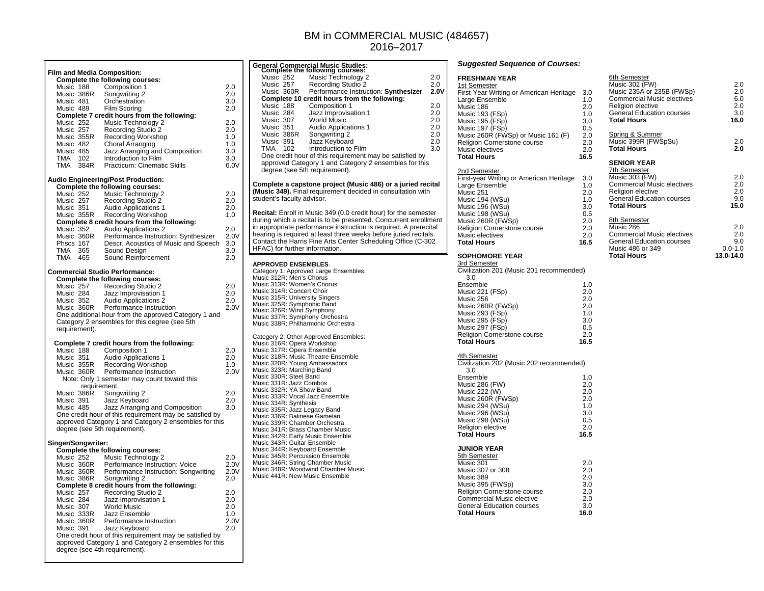# BM in COMMERCIAL MUSIC (484657)
## 2016–2017

**Film and Media Composition:**

**Complete the following courses:**

| Course | Title | Hours |
|---|---|---|
| Music 188 | Composition 1 | 2.0 |
| Music 386R | Songwriting 2 | 2.0 |
| Music 481 | Orchestration | 3.0 |
| Music 489 | Film Scoring | 2.0 |

**Complete 7 credit hours from the following:**

| Course | Title | Hours |
|---|---|---|
| Music 252 | Music Technology 2 | 2.0 |
| Music 257 | Recording Studio 2 | 2.0 |
| Music 355R | Recording Workshop | 1.0 |
| Music 482 | Choral Arranging | 1.0 |
| Music 485 | Jazz Arranging and Composition | 3.0 |
| TMA 102 | Introduction to Film | 3.0 |
| TMA 384R | Practicum: Cinematic Skills | 6.0V |

**Audio Engineering/Post Production:**

**Complete the following courses:**

| Course | Title | Hours |
|---|---|---|
| Music 252 | Music Technology 2 | 2.0 |
| Music 257 | Recording Studio 2 | 2.0 |
| Music 351 | Audio Applications 1 | 2.0 |
| Music 355R | Recording Workshop | 1.0 |

**Complete 8 credit hours from the following:**

| Course | Title | Hours |
|---|---|---|
| Music 352 | Audio Applications 2 | 2.0 |
| Music 360R | Performance Instruction: Synthesizer | 2.0V |
| Phscs 167 | Descr. Acoustics of Music and Speech | 3.0 |
| TMA 365 | Sound Design | 3.0 |
| TMA 465 | Sound Reinforcement | 2.0 |

**Commercial Studio Performance:**

**Complete the following courses:**

| Course | Title | Hours |
|---|---|---|
| Music 257 | Recording Studio 2 | 2.0 |
| Music 284 | Jazz Improvisation 1 | 2.0 |
| Music 352 | Audio Applications 2 | 2.0 |
| Music 360R | Performance Instruction | 2.0V |

One additional hour from the approved Category 1 and Category 2 ensembles for this degree (see 5th requirement).

**Complete 7 credit hours from the following:**

| Course | Title | Hours |
|---|---|---|
| Music 188 | Composition 1 | 2.0 |
| Music 351 | Audio Applications 1 | 2.0 |
| Music 355R | Recording Workshop | 1.0 |
| Music 360R | Performance Instruction | 2.0V |
| | Note: Only 1 semester may count toward this requirement. | |
| Music 386R | Songwriting 2 | 2.0 |
| Music 391 | Jazz Keyboard | 2.0 |
| Music 485 | Jazz Arranging and Composition | 3.0 |

One credit hour of this requirement may be satisfied by approved Category 1 and Category 2 ensembles for this degree (see 5th requirement).

**Singer/Songwriter:**

**Complete the following courses:**

| Course | Title | Hours |
|---|---|---|
| Music 252 | Music Technology 2 | 2.0 |
| Music 360R | Performance Instruction: Voice | 2.0V |
| Music 360R | Performance Instruction: Songwriting | 2.0V |
| Music 386R | Songwriting 2 | 2.0 |

**Complete 8 credit hours from the following:**

| Course | Title | Hours |
|---|---|---|
| Music 257 | Recording Studio 2 | 2.0 |
| Music 284 | Jazz Improvisation 1 | 2.0 |
| Music 307 | World Music | 2.0 |
| Music 333R | Jazz Ensemble | 1.0 |
| Music 360R | Performance Instruction | 2.0V |
| Music 391 | Jazz Keyboard | 2.0 |

One credit hour of this requirement may be satisfied by approved Category 1 and Category 2 ensembles for this degree (see 4th requirement).

**General Commercial Music Studies:**

**Complete the following courses:**

| Course | Title | Hours |
|---|---|---|
| Music 252 | Music Technology 2 | 2.0 |
| Music 257 | Recording Studio 2 | 2.0 |
| Music 360R | Performance Instruction: **Synthesizer** | **2.0V** |

**Complete 10 credit hours from the following:**

| Course | Title | Hours |
|---|---|---|
| Music 188 | Composition 1 | 2.0 |
| Music 284 | Jazz Improvisation 1 | 2.0 |
| Music 307 | World Music | 2.0 |
| Music 351 | Audio Applications 1 | 2.0 |
| Music 386R | Songwriting 2 | 2.0 |
| Music 391 | Jazz Keyboard | 2.0 |
| TMA 102 | Introduction to Film | 3.0 |

One credit hour of this requirement may be satisfied by approved Category 1 and Category 2 ensembles for this degree (see 5th requirement).

**Complete a capstone project (Music 486) or a juried recital (Music 349).** Final requirement decided in consultation with student's faculty advisor.

**Recital:** Enroll in Music 349 (0.0 credit hour) for the semester during which a recital is to be presented. Concurrent enrollment in appropriate performance instruction is required. A prerecital hearing is required at least three weeks before juried recitals. Contact the Harris Fine Arts Center Scheduling Office (C-302 HFAC) for further information.

**APPROVED ENSEMBLES**

Category 1: Approved Large Ensembles:
- Music 312R: Men's Chorus
- Music 313R: Women's Chorus
- Music 314R: Concert Choir
- Music 315R: University Singers
- Music 325R: Symphonic Band
- Music 326R: Wind Symphony
- Music 337R: Symphony Orchestra
- Music 338R: Philharmonic Orchestra

Category 2: Other Approved Ensembles:
- Music 316R: Opera Workshop
- Music 317R: Opera Ensemble
- Music 318R: Music Theatre Ensemble
- Music 320R: Young Ambassadors
- Music 323R: Marching Band
- Music 330R: Steel Band
- Music 331R: Jazz Combos
- Music 332R: YA Show Band
- Music 333R: Vocal Jazz Ensemble
- Music 334R: Synthesis
- Music 335R: Jazz Legacy Band
- Music 336R: Balinese Gamelan
- Music 339R: Chamber Orchestra
- Music 341R: Brass Chamber Music
- Music 342R: Early Music Ensemble
- Music 343R: Guitar Ensemble
- Music 344R: Keyboard Ensemble
- Music 345R: Percussion Ensemble
- Music 346R: String Chamber Music
- Music 348R: Woodwind Chamber Music
- Music 441R: New Music Ensemble

### *Suggested Sequence of Courses:*

**FRESHMAN YEAR**

1st Semester

| Course | Hours |
|---|---|
| First-Year Writing or American Heritage | 3.0 |
| Large Ensemble | 1.0 |
| Music 186 | 2.0 |
| Music 193 (FSp) | 1.0 |
| Music 195 (FSp) | 3.0 |
| Music 197 (FSp) | 0.5 |
| Music 260R (FWSp) or Music 161 (F) | 2.0 |
| Religion Cornerstone course | 2.0 |
| Music electives | 2.0 |
| **Total Hours** | **16.5** |

2nd Semester

| Course | Hours |
|---|---|
| First-year Writing or American Heritage | 3.0 |
| Large Ensemble | 1.0 |
| Music 251 | 2.0 |
| Music 194 (WSu) | 1.0 |
| Music 196 (WSu) | 3.0 |
| Music 198 (WSu) | 0.5 |
| Music 260R (FWSp) | 2.0 |
| Religion Cornerstone course | 2.0 |
| Music electives | 2.0 |
| **Total Hours** | **16.5** |

**SOPHOMORE YEAR**

3rd Semester

| Course | Hours |
|---|---|
| Civilization 201 (Music 201 recommended) | 3.0 |
| Ensemble | 1.0 |
| Music 221 (FSp) | 2.0 |
| Music 256 | 2.0 |
| Music 260R (FWSp) | 2.0 |
| Music 293 (FSp) | 1.0 |
| Music 295 (FSp) | 3.0 |
| Music 297 (FSp) | 0.5 |
| Religion Cornerstone course | 2.0 |
| **Total Hours** | **16.5** |

4th Semester

| Course | Hours |
|---|---|
| Civilization 202 (Music 202 recommended) | 3.0 |
| Ensemble | 1.0 |
| Music 286 (FW) | 2.0 |
| Music 222 (W) | 2.0 |
| Music 260R (FWSp) | 2.0 |
| Music 294 (WSu) | 1.0 |
| Music 296 (WSu) | 3.0 |
| Music 298 (WSu) | 0.5 |
| Religion elective | 2.0 |
| **Total Hours** | **16.5** |

**JUNIOR YEAR**

5th Semester

| Course | Hours |
|---|---|
| Music 301 | 2.0 |
| Music 307 or 308 | 2.0 |
| Music 389 | 2.0 |
| Music 395 (FWSp) | 3.0 |
| Religion Cornerstone course | 2.0 |
| Commercial Music elective | 2.0 |
| General Education courses | 3.0 |
| **Total Hours** | **16.0** |

6th Semester

| Course | Hours |
|---|---|
| Music 302 (FW) | 2.0 |
| Music 235A or 235B (FWSp) | 2.0 |
| Commercial Music electives | 6.0 |
| Religion elective | 2.0 |
| General Education courses | 3.0 |
| **Total Hours** | **16.0** |

Spring & Summer

| Course | Hours |
|---|---|
| Music 399R (FWSpSu) | 2.0 |
| **Total Hours** | **2.0** |

**SENIOR YEAR**

7th Semester

| Course | Hours |
|---|---|
| Music 303 (FW) | 2.0 |
| Commercial Music electives | 2.0 |
| Religion elective | 2.0 |
| General Education courses | 9.0 |
| **Total Hours** | **15.0** |

8th Semester

| Course | Hours |
|---|---|
| Music 286 | 2.0 |
| Commercial Music electives | 2.0 |
| General Education courses | 9.0 |
| Music 486 or 349 | 0.0-1.0 |
| **Total Hours** | **13.0-14.0** |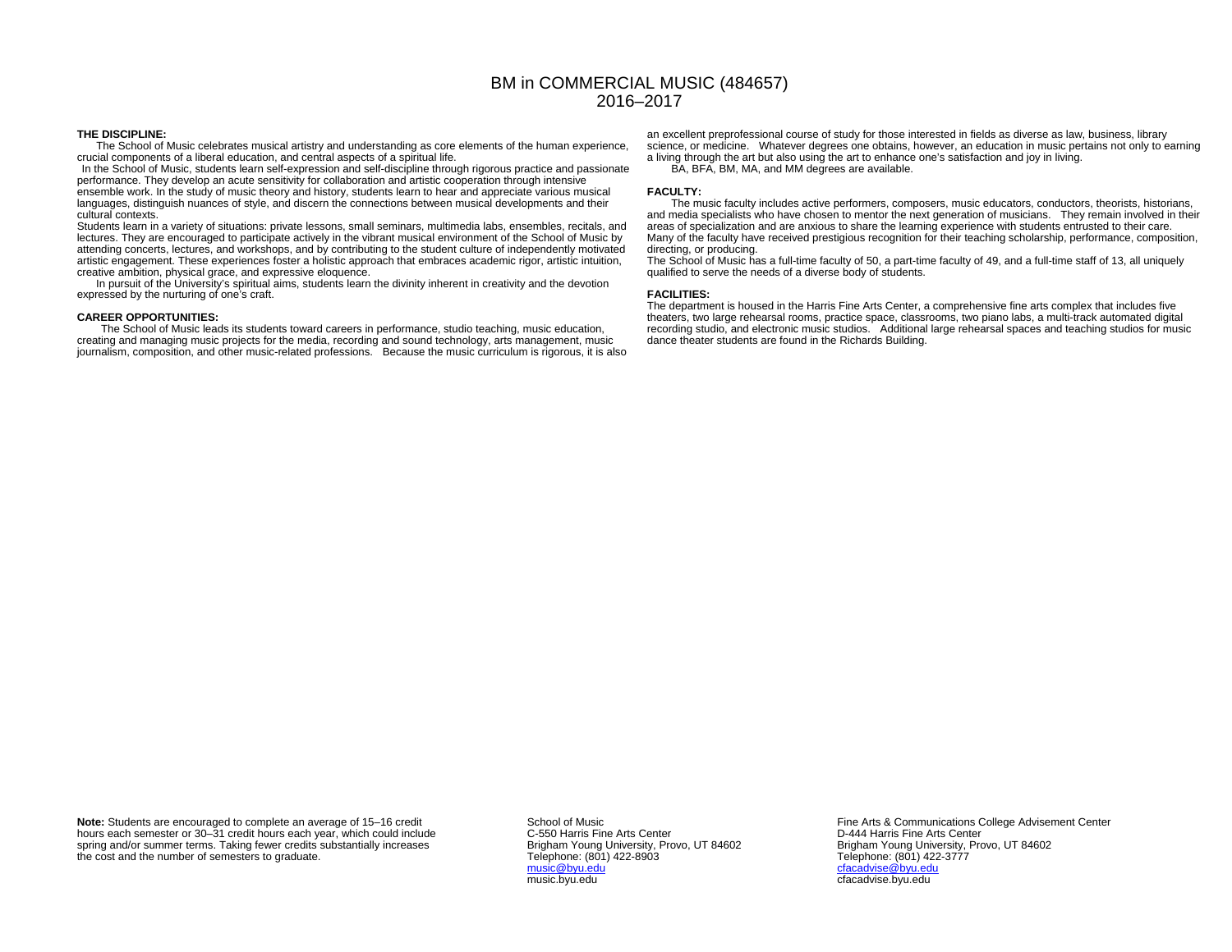# BM in COMMERCIAL MUSIC (484657)
## 2016–2017

**THE DISCIPLINE:**

The School of Music celebrates musical artistry and understanding as core elements of the human experience, crucial components of a liberal education, and central aspects of a spiritual life.

In the School of Music, students learn self-expression and self-discipline through rigorous practice and passionate performance. They develop an acute sensitivity for collaboration and artistic cooperation through intensive ensemble work. In the study of music theory and history, students learn to hear and appreciate various musical languages, distinguish nuances of style, and discern the connections between musical developments and their cultural contexts.

Students learn in a variety of situations: private lessons, small seminars, multimedia labs, ensembles, recitals, and lectures. They are encouraged to participate actively in the vibrant musical environment of the School of Music by attending concerts, lectures, and workshops, and by contributing to the student culture of independently motivated artistic engagement. These experiences foster a holistic approach that embraces academic rigor, artistic intuition, creative ambition, physical grace, and expressive eloquence.

In pursuit of the University's spiritual aims, students learn the divinity inherent in creativity and the devotion expressed by the nurturing of one's craft.

**CAREER OPPORTUNITIES:**

The School of Music leads its students toward careers in performance, studio teaching, music education, creating and managing music projects for the media, recording and sound technology, arts management, music journalism, composition, and other music-related professions. Because the music curriculum is rigorous, it is also an excellent preprofessional course of study for those interested in fields as diverse as law, business, library science, or medicine. Whatever degrees one obtains, however, an education in music pertains not only to earning a living through the art but also using the art to enhance one's satisfaction and joy in living.

BA, BFA, BM, MA, and MM degrees are available.

**FACULTY:**

The music faculty includes active performers, composers, music educators, conductors, theorists, historians, and media specialists who have chosen to mentor the next generation of musicians. They remain involved in their areas of specialization and are anxious to share the learning experience with students entrusted to their care. Many of the faculty have received prestigious recognition for their teaching scholarship, performance, composition, directing, or producing.

The School of Music has a full-time faculty of 50, a part-time faculty of 49, and a full-time staff of 13, all uniquely qualified to serve the needs of a diverse body of students.

**FACILITIES:**

The department is housed in the Harris Fine Arts Center, a comprehensive fine arts complex that includes five theaters, two large rehearsal rooms, practice space, classrooms, two piano labs, a multi-track automated digital recording studio, and electronic music studios. Additional large rehearsal spaces and teaching studios for music dance theater students are found in the Richards Building.

**Note:** Students are encouraged to complete an average of 15–16 credit hours each semester or 30–31 credit hours each year, which could include spring and/or summer terms. Taking fewer credits substantially increases the cost and the number of semesters to graduate.

School of Music
C-550 Harris Fine Arts Center
Brigham Young University, Provo, UT 84602
Telephone: (801) 422-8903
music@byu.edu
music.byu.edu

Fine Arts & Communications College Advisement Center
D-444 Harris Fine Arts Center
Brigham Young University, Provo, UT 84602
Telephone: (801) 422-3777
cfacadvise@byu.edu
cfacadvise.byu.edu